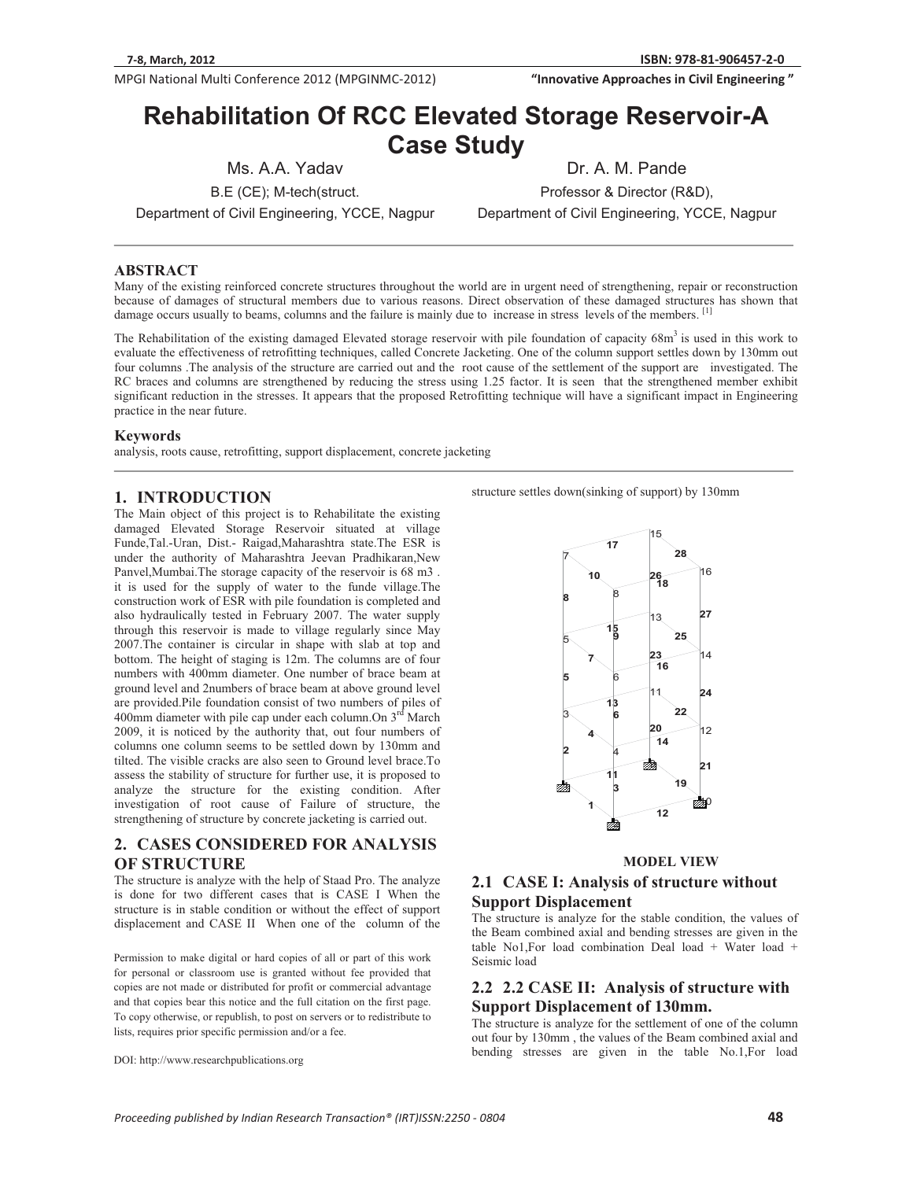# Rehabilitation Of RCC Elevated Storage Reservoir-A Case Study

Ms. A.A. Yadav
B.E (CE); M-tech(struct.
Department of Civil Engineering, YCCE, Nagpur

Dr. A. M. Pande
Professor & Director (R&D),
Department of Civil Engineering, YCCE, Nagpur

## ABSTRACT

Many of the existing reinforced concrete structures throughout the world are in urgent need of strengthening, repair or reconstruction because of damages of structural members due to various reasons. Direct observation of these damaged structures has shown that damage occurs usually to beams, columns and the failure is mainly due to increase in stress levels of the members. [1]

The Rehabilitation of the existing damaged Elevated storage reservoir with pile foundation of capacity 68m$^3$ is used in this work to evaluate the effectiveness of retrofitting techniques, called Concrete Jacketing. One of the column support settles down by 130mm out four columns .The analysis of the structure are carried out and the root cause of the settlement of the support are investigated. The RC braces and columns are strengthened by reducing the stress using 1.25 factor. It is seen that the strengthened member exhibit significant reduction in the stresses. It appears that the proposed Retrofitting technique will have a significant impact in Engineering practice in the near future.

### Keywords

analysis, roots cause, retrofitting, support displacement, concrete jacketing

## 1. INTRODUCTION

The Main object of this project is to Rehabilitate the existing damaged Elevated Storage Reservoir situated at village Funde,Tal.-Uran, Dist.- Raigad,Maharashtra state.The ESR is under the authority of Maharashtra Jeevan Pradhikaran,New Panvel,Mumbai.The storage capacity of the reservoir is 68 m3 . it is used for the supply of water to the funde village.The construction work of ESR with pile foundation is completed and also hydraulically tested in February 2007. The water supply through this reservoir is made to village regularly since May 2007.The container is circular in shape with slab at top and bottom. The height of staging is 12m. The columns are of four numbers with 400mm diameter. One number of brace beam at ground level and 2numbers of brace beam at above ground level are provided.Pile foundation consist of two numbers of piles of 400mm diameter with pile cap under each column.On 3rd March 2009, it is noticed by the authority that, out four numbers of columns one column seems to be settled down by 130mm and tilted. The visible cracks are also seen to Ground level brace.To assess the stability of structure for further use, it is proposed to analyze the structure for the existing condition. After investigation of root cause of Failure of structure, the strengthening of structure by concrete jacketing is carried out.

## 2. CASES CONSIDERED FOR ANALYSIS OF STRUCTURE

The structure is analyze with the help of Staad Pro. The analyze is done for two different cases that is CASE I When the structure is in stable condition or without the effect of support displacement and CASE II When one of the column of the structure settles down(sinking of support) by 130mm

Permission to make digital or hard copies of all or part of this work for personal or classroom use is granted without fee provided that copies are not made or distributed for profit or commercial advantage and that copies bear this notice and the full citation on the first page. To copy otherwise, or republish, to post on servers or to redistribute to lists, requires prior specific permission and/or a fee.

DOI: http://www.researchpublications.org

MODEL VIEW

### 2.1 CASE I: Analysis of structure without Support Displacement

The structure is analyze for the stable condition, the values of the Beam combined axial and bending stresses are given in the table No1,For load combination Deal load + Water load + Seismic load

### 2.2 2.2 CASE II: Analysis of structure with Support Displacement of 130mm.

The structure is analyze for the settlement of one of the column out four by 130mm , the values of the Beam combined axial and bending stresses are given in the table No.1,For load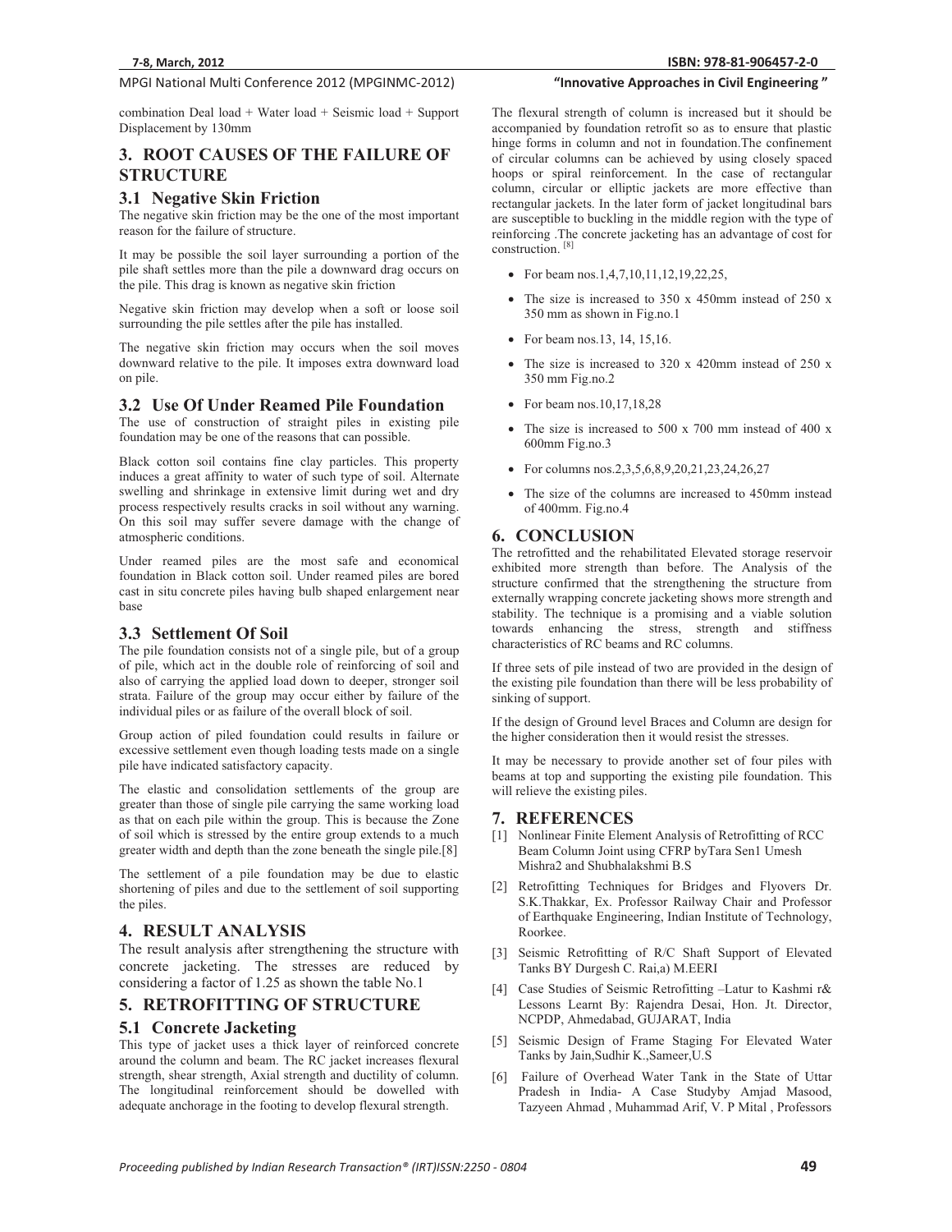combination Deal load + Water load + Seismic load + Support Displacement by 130mm

## 3. ROOT CAUSES OF THE FAILURE OF STRUCTURE

### 3.1 Negative Skin Friction

The negative skin friction may be the one of the most important reason for the failure of structure.

It may be possible the soil layer surrounding a portion of the pile shaft settles more than the pile a downward drag occurs on the pile. This drag is known as negative skin friction

Negative skin friction may develop when a soft or loose soil surrounding the pile settles after the pile has installed.

The negative skin friction may occurs when the soil moves downward relative to the pile. It imposes extra downward load on pile.

### 3.2 Use Of Under Reamed Pile Foundation

The use of construction of straight piles in existing pile foundation may be one of the reasons that can possible.

Black cotton soil contains fine clay particles. This property induces a great affinity to water of such type of soil. Alternate swelling and shrinkage in extensive limit during wet and dry process respectively results cracks in soil without any warning. On this soil may suffer severe damage with the change of atmospheric conditions.

Under reamed piles are the most safe and economical foundation in Black cotton soil. Under reamed piles are bored cast in situ concrete piles having bulb shaped enlargement near base

### 3.3 Settlement Of Soil

The pile foundation consists not of a single pile, but of a group of pile, which act in the double role of reinforcing of soil and also of carrying the applied load down to deeper, stronger soil strata. Failure of the group may occur either by failure of the individual piles or as failure of the overall block of soil.

Group action of piled foundation could results in failure or excessive settlement even though loading tests made on a single pile have indicated satisfactory capacity.

The elastic and consolidation settlements of the group are greater than those of single pile carrying the same working load as that on each pile within the group. This is because the Zone of soil which is stressed by the entire group extends to a much greater width and depth than the zone beneath the single pile.[8]

The settlement of a pile foundation may be due to elastic shortening of piles and due to the settlement of soil supporting the piles.

## 4. RESULT ANALYSIS

The result analysis after strengthening the structure with concrete jacketing. The stresses are reduced by considering a factor of 1.25 as shown the table No.1

## 5. RETROFITTING OF STRUCTURE

### 5.1 Concrete Jacketing

This type of jacket uses a thick layer of reinforced concrete around the column and beam. The RC jacket increases flexural strength, shear strength, Axial strength and ductility of column. The longitudinal reinforcement should be dowelled with adequate anchorage in the footing to develop flexural strength.

The flexural strength of column is increased but it should be accompanied by foundation retrofit so as to ensure that plastic hinge forms in column and not in foundation.The confinement of circular columns can be achieved by using closely spaced hoops or spiral reinforcement. In the case of rectangular column, circular or elliptic jackets are more effective than rectangular jackets. In the later form of jacket longitudinal bars are susceptible to buckling in the middle region with the type of reinforcing .The concrete jacketing has an advantage of cost for construction. [8]

- For beam nos.1,4,7,10,11,12,19,22,25,
- The size is increased to 350 x 450mm instead of 250 x 350 mm as shown in Fig.no.1
- For beam nos.13, 14, 15,16.
- The size is increased to 320 x 420mm instead of 250 x 350 mm Fig.no.2
- For beam nos.10,17,18,28
- The size is increased to 500 x 700 mm instead of 400 x 600mm Fig.no.3
- For columns nos.2,3,5,6,8,9,20,21,23,24,26,27
- The size of the columns are increased to 450mm instead of 400mm. Fig.no.4

## 6. CONCLUSION

The retrofitted and the rehabilitated Elevated storage reservoir exhibited more strength than before. The Analysis of the structure confirmed that the strengthening the structure from externally wrapping concrete jacketing shows more strength and stability. The technique is a promising and a viable solution towards enhancing the stress, strength and stiffness characteristics of RC beams and RC columns.

If three sets of pile instead of two are provided in the design of the existing pile foundation than there will be less probability of sinking of support.

If the design of Ground level Braces and Column are design for the higher consideration then it would resist the stresses.

It may be necessary to provide another set of four piles with beams at top and supporting the existing pile foundation. This will relieve the existing piles.

## 7. REFERENCES

[1] Nonlinear Finite Element Analysis of Retrofitting of RCC Beam Column Joint using CFRP byTara Sen1 Umesh Mishra2 and Shubhalakshmi B.S

[2] Retrofitting Techniques for Bridges and Flyovers Dr. S.K.Thakkar, Ex. Professor Railway Chair and Professor of Earthquake Engineering, Indian Institute of Technology, Roorkee.

[3] Seismic Retrofitting of R/C Shaft Support of Elevated Tanks BY Durgesh C. Rai,a) M.EERI

[4] Case Studies of Seismic Retrofitting –Latur to Kashmi r& Lessons Learnt By: Rajendra Desai, Hon. Jt. Director, NCPDP, Ahmedabad, GUJARAT, India

[5] Seismic Design of Frame Staging For Elevated Water Tanks by Jain,Sudhir K.,Sameer,U.S

[6] Failure of Overhead Water Tank in the State of Uttar Pradesh in India- A Case Studyby Amjad Masood, Tazyeen Ahmad , Muhammad Arif, V. P Mital , Professors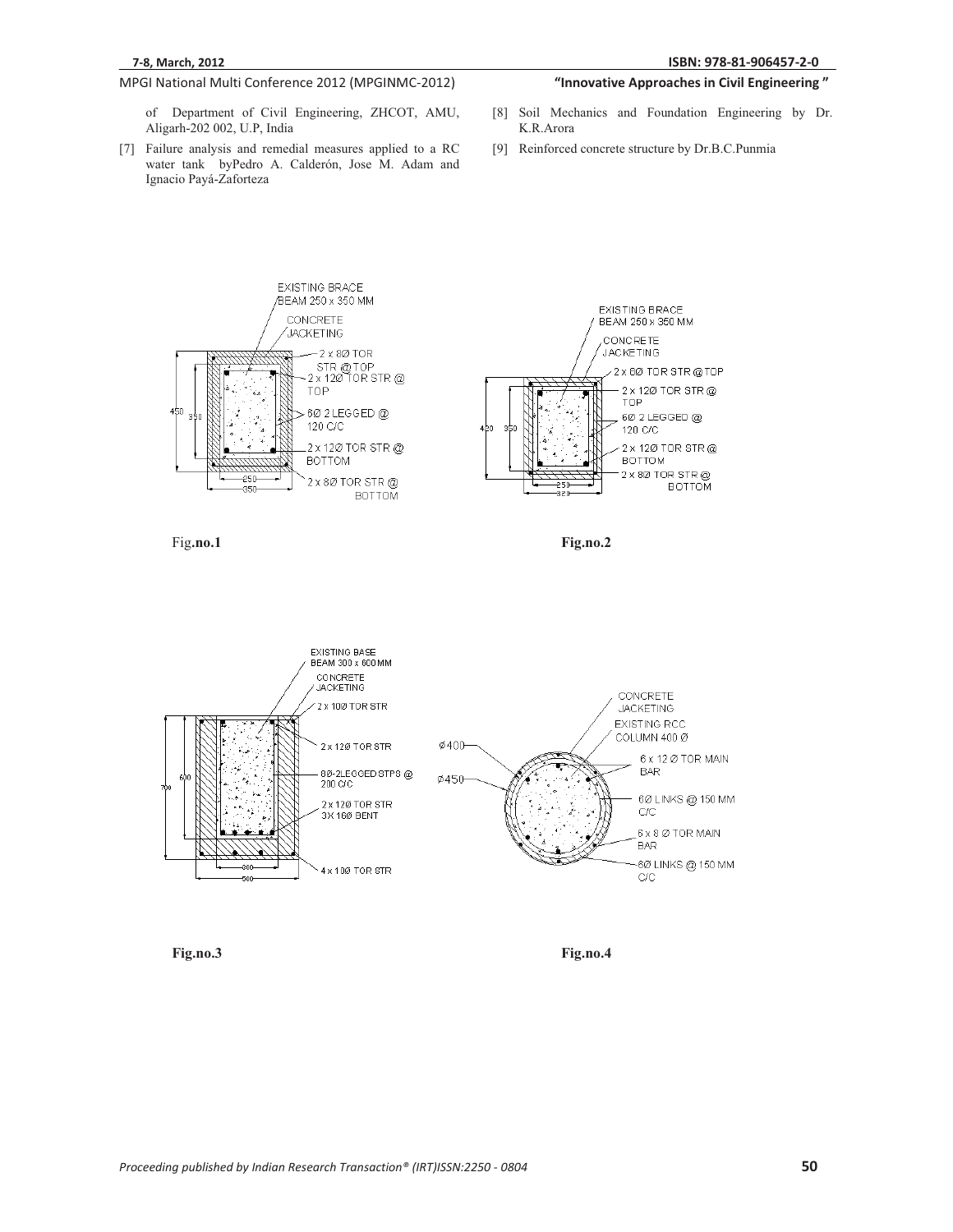of Department of Civil Engineering, ZHCOT, AMU, Aligarh-202 002, U.P, India

[7] Failure analysis and remedial measures applied to a RC water tank byPedro A. Calderón, Jose M. Adam and Ignacio Payá-Zaforteza

[8] Soil Mechanics and Foundation Engineering by Dr. K.R.Arora

[9] Reinforced concrete structure by Dr.B.C.Punmia

Fig.**no.1**

**Fig.no.2**

**Fig.no.3**

**Fig.no.4**